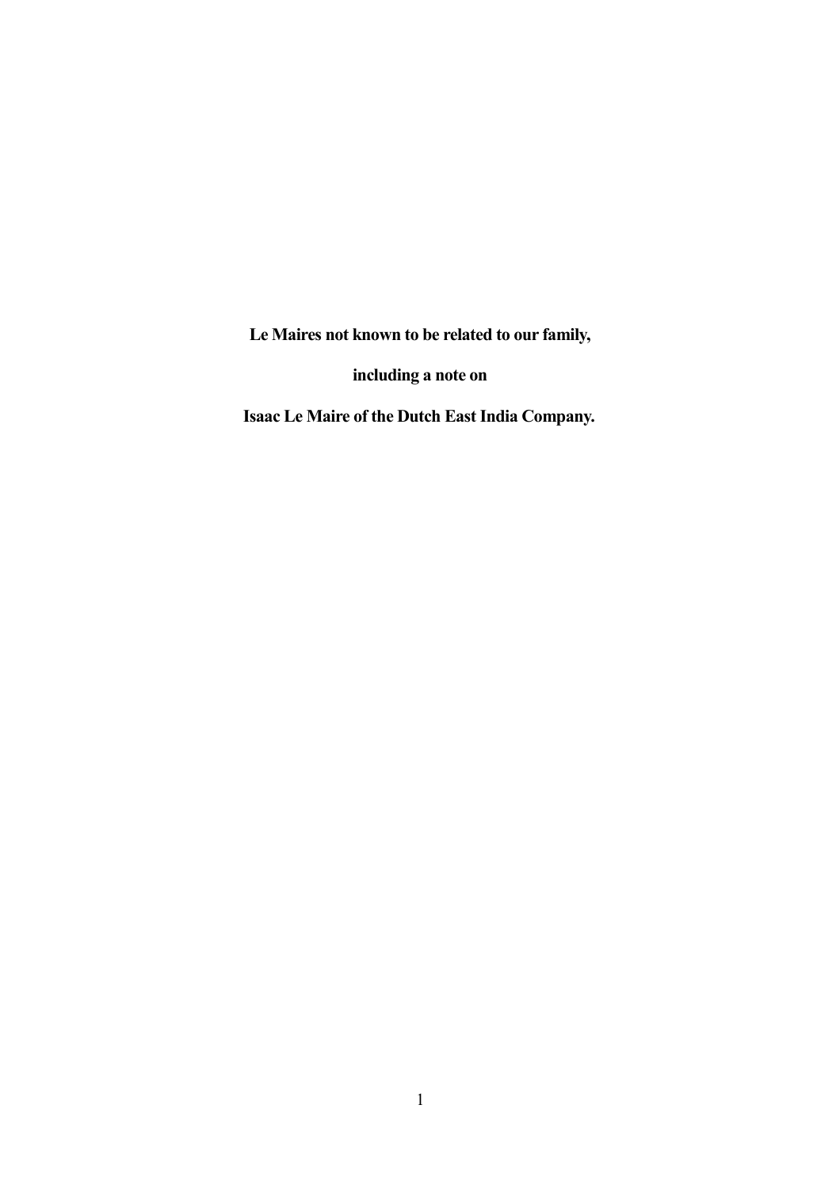# Le Maires not known to be related to our family,

# including a note on

# Isaac Le Maire of the Dutch East India Company.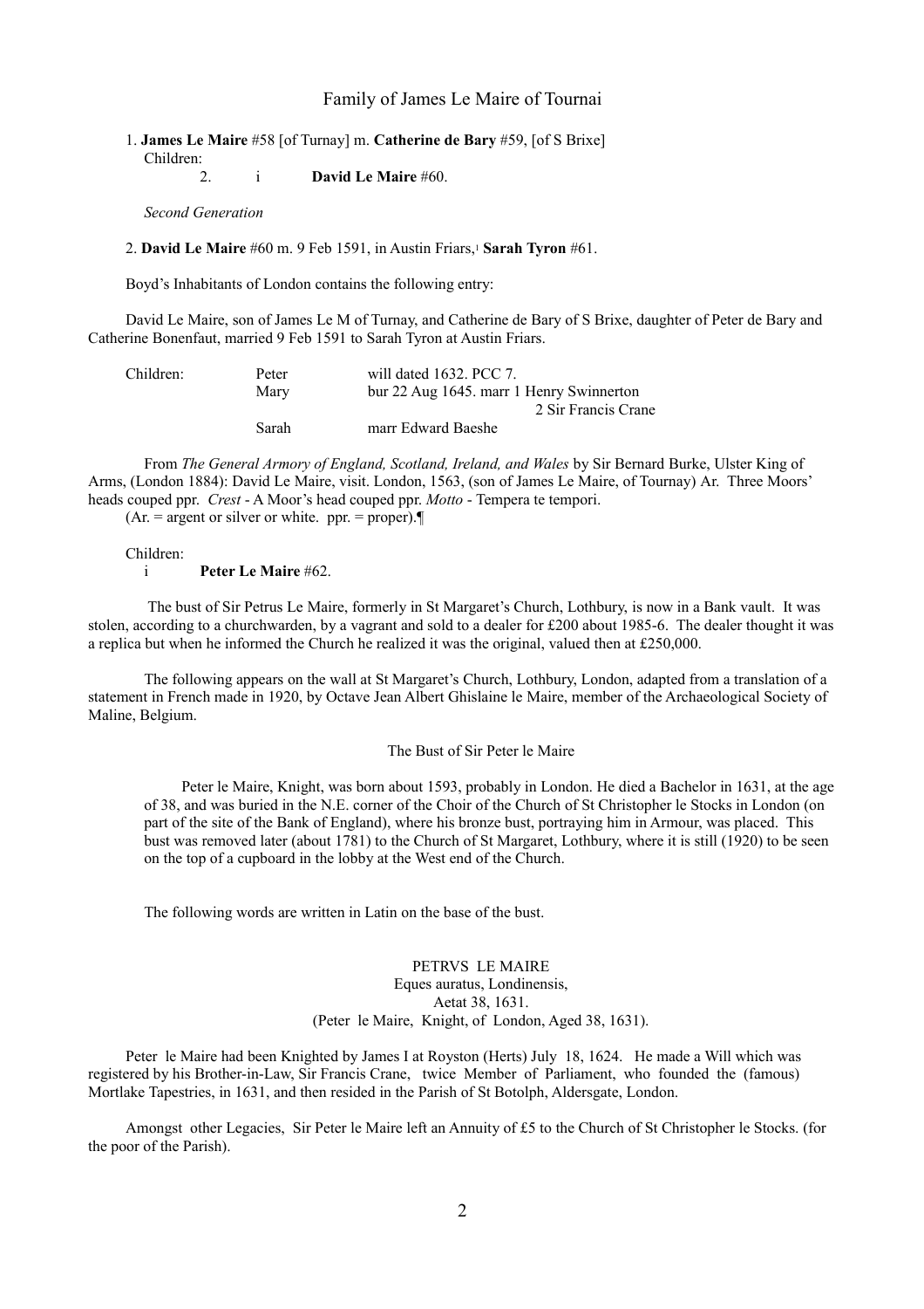# Family of James Le Maire of Tournai

1. **James Le Maire** #58 [of Turnay] m. **Catherine de Bary** #59, [of S Brixe]
   Children:
   2. i **David Le Maire** #60.

*Second Generation*

2. **David Le Maire** #60 m. 9 Feb 1591, in Austin Friars,[1] **Sarah Tyron** #61.

Boyd's Inhabitants of London contains the following entry:

David Le Maire, son of James Le M of Turnay, and Catherine de Bary of S Brixe, daughter of Peter de Bary and Catherine Bonenfaut, married 9 Feb 1591 to Sarah Tyron at Austin Friars.

| Children: | Peter | will dated 1632. PCC 7. |
|---|---|---|
| | Mary | bur 22 Aug 1645. marr 1 Henry Swinnerton |
| | | 2 Sir Francis Crane |
| | Sarah | marr Edward Baeshe |

From *The General Armory of England, Scotland, Ireland, and Wales* by Sir Bernard Burke, Ulster King of Arms, (London 1884): David Le Maire, visit. London, 1563, (son of James Le Maire, of Tournay) Ar. Three Moors' heads couped ppr. *Crest* - A Moor's head couped ppr. *Motto* - Tempera te tempori.
(Ar. = argent or silver or white. ppr. = proper).¶

Children:
i **Peter Le Maire** #62.

The bust of Sir Petrus Le Maire, formerly in St Margaret's Church, Lothbury, is now in a Bank vault. It was stolen, according to a churchwarden, by a vagrant and sold to a dealer for £200 about 1985-6. The dealer thought it was a replica but when he informed the Church he realized it was the original, valued then at £250,000.

The following appears on the wall at St Margaret's Church, Lothbury, London, adapted from a translation of a statement in French made in 1920, by Octave Jean Albert Ghislaine le Maire, member of the Archaeological Society of Maline, Belgium.

The Bust of Sir Peter le Maire

> Peter le Maire, Knight, was born about 1593, probably in London. He died a Bachelor in 1631, at the age of 38, and was buried in the N.E. corner of the Choir of the Church of St Christopher le Stocks in London (on part of the site of the Bank of England), where his bronze bust, portraying him in Armour, was placed. This bust was removed later (about 1781) to the Church of St Margaret, Lothbury, where it is still (1920) to be seen on the top of a cupboard in the lobby at the West end of the Church.

The following words are written in Latin on the base of the bust.

PETRVS LE MAIRE
Eques auratus, Londinensis,
Aetat 38, 1631.
(Peter le Maire, Knight, of London, Aged 38, 1631).

Peter le Maire had been Knighted by James I at Royston (Herts) July 18, 1624. He made a Will which was registered by his Brother-in-Law, Sir Francis Crane, twice Member of Parliament, who founded the (famous) Mortlake Tapestries, in 1631, and then resided in the Parish of St Botolph, Aldersgate, London.

Amongst other Legacies, Sir Peter le Maire left an Annuity of £5 to the Church of St Christopher le Stocks. (for the poor of the Parish).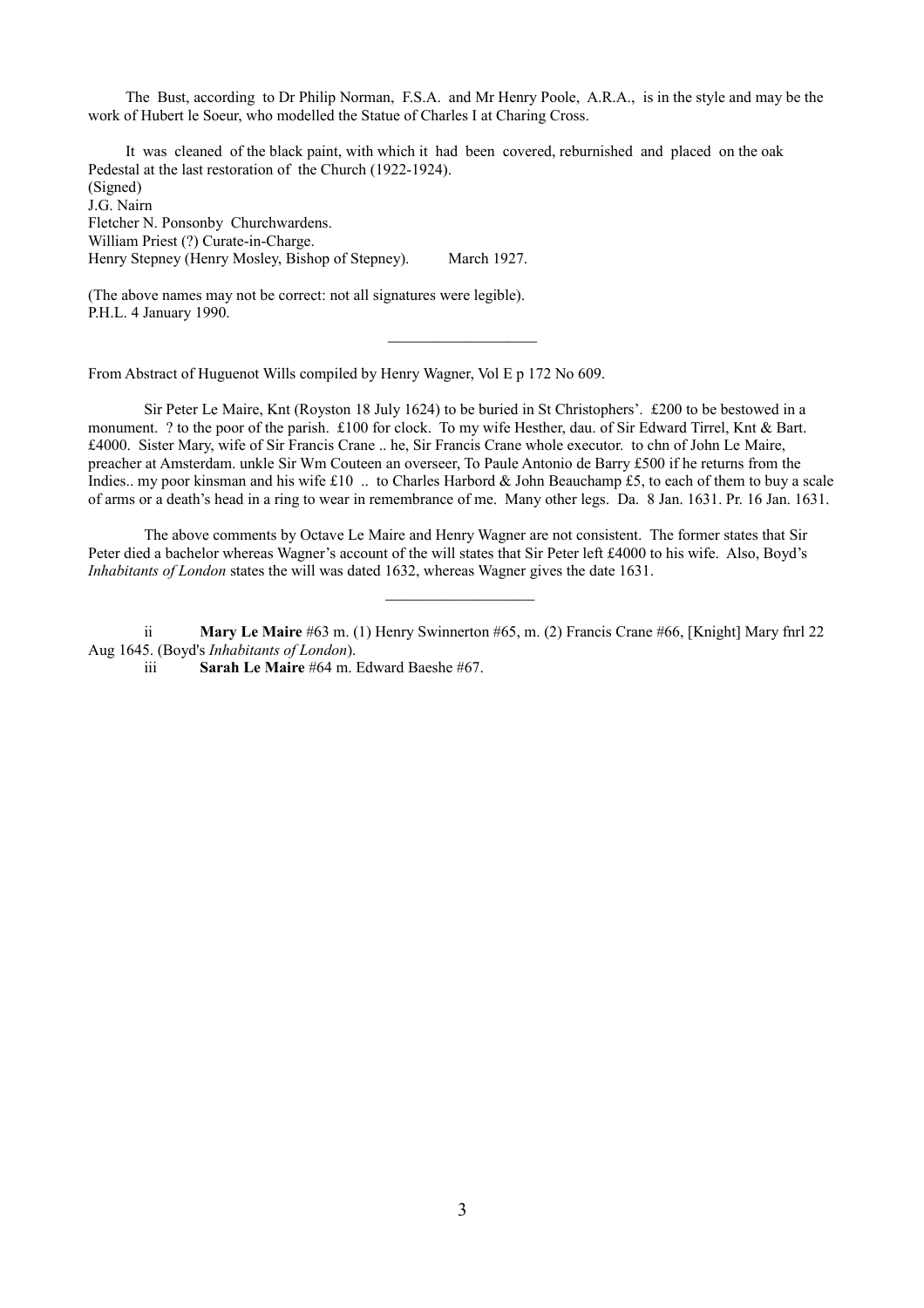The Bust, according to Dr Philip Norman, F.S.A. and Mr Henry Poole, A.R.A., is in the style and may be the work of Hubert le Soeur, who modelled the Statue of Charles I at Charing Cross.

It was cleaned of the black paint, with which it had been covered, reburnished and placed on the oak Pedestal at the last restoration of the Church (1922-1924).
(Signed)
J.G. Nairn
Fletcher N. Ponsonby Churchwardens.
William Priest (?) Curate-in-Charge.
Henry Stepney (Henry Mosley, Bishop of Stepney). March 1927.

(The above names may not be correct: not all signatures were legible).
P.H.L. 4 January 1990.

---

From Abstract of Huguenot Wills compiled by Henry Wagner, Vol E p 172 No 609.

Sir Peter Le Maire, Knt (Royston 18 July 1624) to be buried in St Christophers'. £200 to be bestowed in a monument. ? to the poor of the parish. £100 for clock. To my wife Hesther, dau. of Sir Edward Tirrel, Knt & Bart. £4000. Sister Mary, wife of Sir Francis Crane .. he, Sir Francis Crane whole executor. to chn of John Le Maire, preacher at Amsterdam. unkle Sir Wm Couteen an overseer, To Paule Antonio de Barry £500 if he returns from the Indies.. my poor kinsman and his wife £10 .. to Charles Harbord & John Beauchamp £5, to each of them to buy a scale of arms or a death's head in a ring to wear in remembrance of me. Many other legs. Da. 8 Jan. 1631. Pr. 16 Jan. 1631.

The above comments by Octave Le Maire and Henry Wagner are not consistent. The former states that Sir Peter died a bachelor whereas Wagner's account of the will states that Sir Peter left £4000 to his wife. Also, Boyd's *Inhabitants of London* states the will was dated 1632, whereas Wagner gives the date 1631.

---

ii **Mary Le Maire** #63 m. (1) Henry Swinnerton #65, m. (2) Francis Crane #66, [Knight] Mary fnrl 22 Aug 1645. (Boyd's *Inhabitants of London*).

iii **Sarah Le Maire** #64 m. Edward Baeshe #67.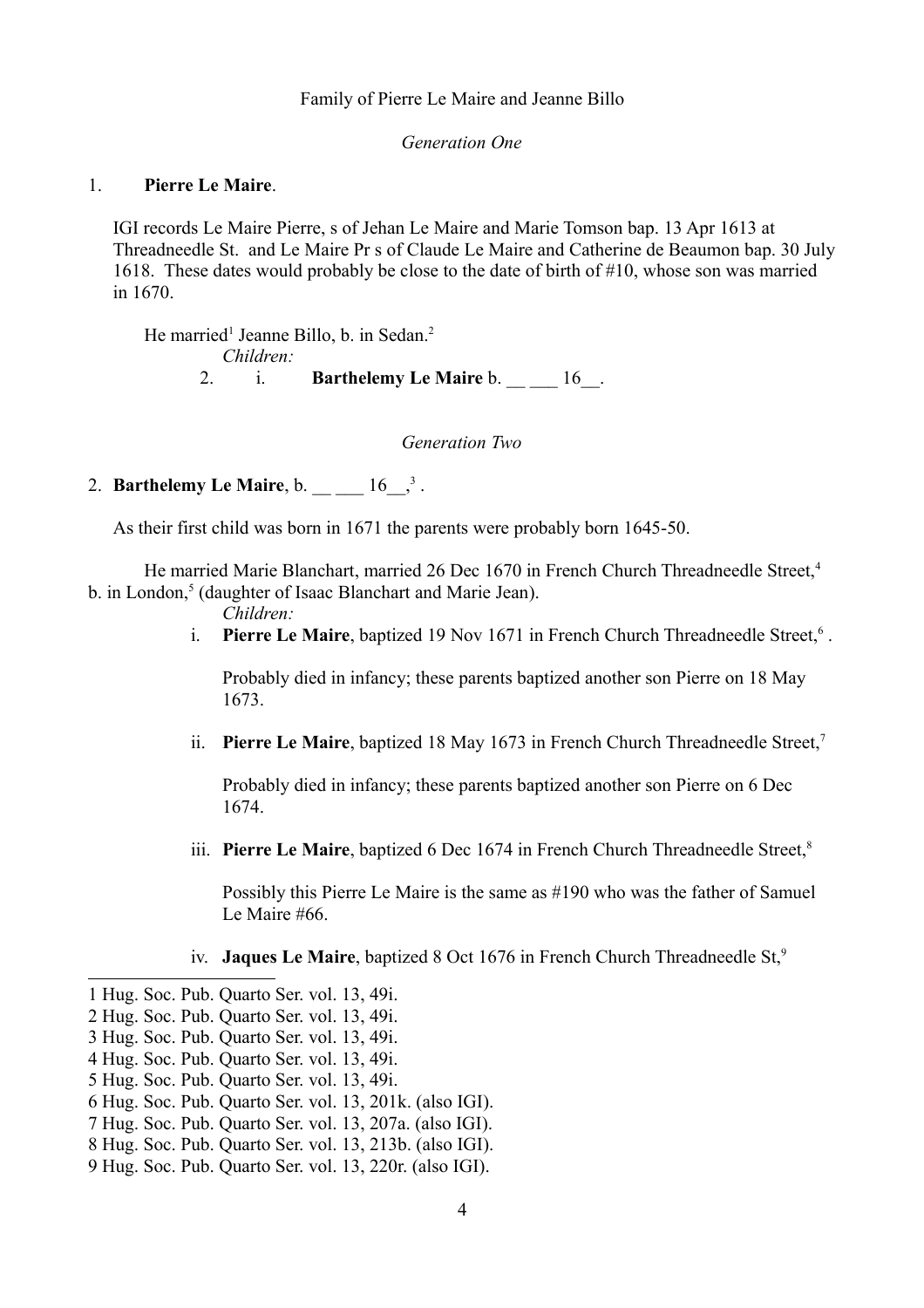Family of Pierre Le Maire and Jeanne Billo

*Generation One*

1. **Pierre Le Maire**.

IGI records Le Maire Pierre, s of Jehan Le Maire and Marie Tomson bap. 13 Apr 1613 at Threadneedle St. and Le Maire Pr s of Claude Le Maire and Catherine de Beaumon bap. 30 July 1618. These dates would probably be close to the date of birth of #10, whose son was married in 1670.

He married[1] Jeanne Billo, b. in Sedan.[2]

*Children:*

2. i. **Barthelemy Le Maire** b. __ ___ 16__.

*Generation Two*

2. **Barthelemy Le Maire**, b. __ ___ 16__,[3] .

As their first child was born in 1671 the parents were probably born 1645-50.

He married Marie Blanchart, married 26 Dec 1670 in French Church Threadneedle Street,[4] b. in London,[5] (daughter of Isaac Blanchart and Marie Jean).

*Children:*

i. **Pierre Le Maire**, baptized 19 Nov 1671 in French Church Threadneedle Street,[6] .

Probably died in infancy; these parents baptized another son Pierre on 18 May 1673.

ii. **Pierre Le Maire**, baptized 18 May 1673 in French Church Threadneedle Street,[7]

Probably died in infancy; these parents baptized another son Pierre on 6 Dec 1674.

iii. **Pierre Le Maire**, baptized 6 Dec 1674 in French Church Threadneedle Street,[8]

Possibly this Pierre Le Maire is the same as #190 who was the father of Samuel Le Maire #66.

iv. **Jaques Le Maire**, baptized 8 Oct 1676 in French Church Threadneedle St,[9]

---

1 Hug. Soc. Pub. Quarto Ser. vol. 13, 49i.
2 Hug. Soc. Pub. Quarto Ser. vol. 13, 49i.
3 Hug. Soc. Pub. Quarto Ser. vol. 13, 49i.
4 Hug. Soc. Pub. Quarto Ser. vol. 13, 49i.
5 Hug. Soc. Pub. Quarto Ser. vol. 13, 49i.
6 Hug. Soc. Pub. Quarto Ser. vol. 13, 201k. (also IGI).
7 Hug. Soc. Pub. Quarto Ser. vol. 13, 207a. (also IGI).
8 Hug. Soc. Pub. Quarto Ser. vol. 13, 213b. (also IGI).
9 Hug. Soc. Pub. Quarto Ser. vol. 13, 220r. (also IGI).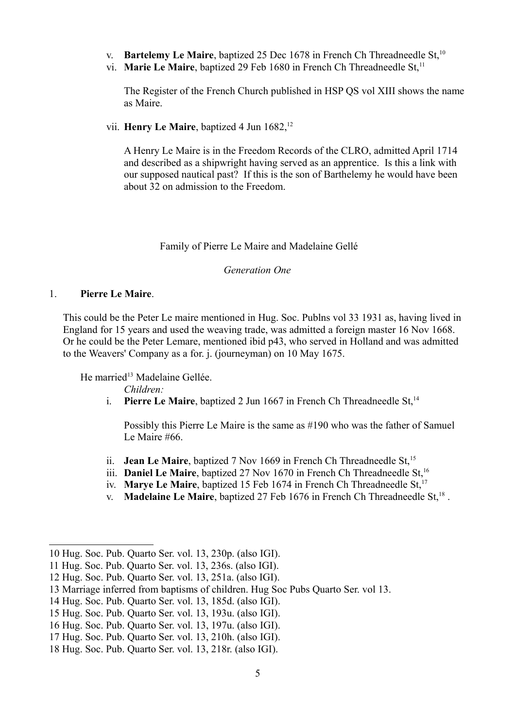v. **Bartelemy Le Maire**, baptized 25 Dec 1678 in French Ch Threadneedle St,[10]

vi. **Marie Le Maire**, baptized 29 Feb 1680 in French Ch Threadneedle St,[11]

The Register of the French Church published in HSP QS vol XIII shows the name as Maire.

vii. **Henry Le Maire**, baptized 4 Jun 1682,[12]

A Henry Le Maire is in the Freedom Records of the CLRO, admitted April 1714 and described as a shipwright having served as an apprentice. Is this a link with our supposed nautical past? If this is the son of Barthelemy he would have been about 32 on admission to the Freedom.

Family of Pierre Le Maire and Madelaine Gellé

*Generation One*

1. **Pierre Le Maire**.

This could be the Peter Le maire mentioned in Hug. Soc. Publns vol 33 1931 as, having lived in England for 15 years and used the weaving trade, was admitted a foreign master 16 Nov 1668. Or he could be the Peter Lemare, mentioned ibid p43, who served in Holland and was admitted to the Weavers' Company as a for. j. (journeyman) on 10 May 1675.

He married[13] Madelaine Gellée.

*Children:*

i. **Pierre Le Maire**, baptized 2 Jun 1667 in French Ch Threadneedle St,[14]

Possibly this Pierre Le Maire is the same as #190 who was the father of Samuel Le Maire #66.

ii. **Jean Le Maire**, baptized 7 Nov 1669 in French Ch Threadneedle St,[15]

iii. **Daniel Le Maire**, baptized 27 Nov 1670 in French Ch Threadneedle St,[16]

iv. **Marye Le Maire**, baptized 15 Feb 1674 in French Ch Threadneedle St,[17]

v. **Madelaine Le Maire**, baptized 27 Feb 1676 in French Ch Threadneedle St,[18] .

---

10 Hug. Soc. Pub. Quarto Ser. vol. 13, 230p. (also IGI).

11 Hug. Soc. Pub. Quarto Ser. vol. 13, 236s. (also IGI).

12 Hug. Soc. Pub. Quarto Ser. vol. 13, 251a. (also IGI).

13 Marriage inferred from baptisms of children. Hug Soc Pubs Quarto Ser. vol 13.

14 Hug. Soc. Pub. Quarto Ser. vol. 13, 185d. (also IGI).

15 Hug. Soc. Pub. Quarto Ser. vol. 13, 193u. (also IGI).

16 Hug. Soc. Pub. Quarto Ser. vol. 13, 197u. (also IGI).

17 Hug. Soc. Pub. Quarto Ser. vol. 13, 210h. (also IGI).

18 Hug. Soc. Pub. Quarto Ser. vol. 13, 218r. (also IGI).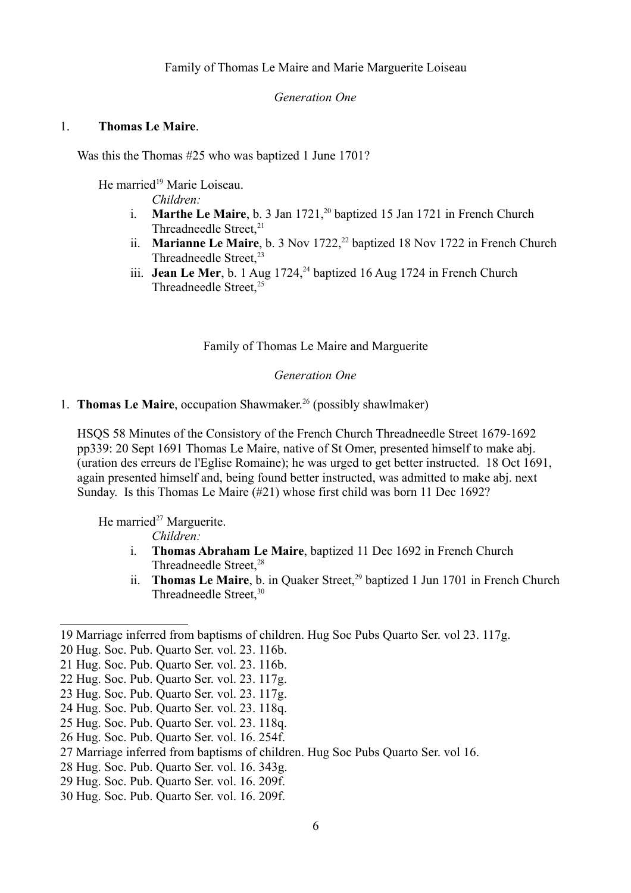Family of Thomas Le Maire and Marie Marguerite Loiseau

*Generation One*

1. **Thomas Le Maire**.

Was this the Thomas #25 who was baptized 1 June 1701?

He married[19] Marie Loiseau.

*Children:*

i. **Marthe Le Maire**, b. 3 Jan 1721,[20] baptized 15 Jan 1721 in French Church Threadneedle Street,[21]

ii. **Marianne Le Maire**, b. 3 Nov 1722,[22] baptized 18 Nov 1722 in French Church Threadneedle Street,[23]

iii. **Jean Le Mer**, b. 1 Aug 1724,[24] baptized 16 Aug 1724 in French Church Threadneedle Street,[25]

Family of Thomas Le Maire and Marguerite

*Generation One*

1. **Thomas Le Maire**, occupation Shawmaker.[26] (possibly shawlmaker)

HSQS 58 Minutes of the Consistory of the French Church Threadneedle Street 1679-1692 pp339: 20 Sept 1691 Thomas Le Maire, native of St Omer, presented himself to make abj. (uration des erreurs de l'Eglise Romaine); he was urged to get better instructed. 18 Oct 1691, again presented himself and, being found better instructed, was admitted to make abj. next Sunday. Is this Thomas Le Maire (#21) whose first child was born 11 Dec 1692?

He married[27] Marguerite.

*Children:*

i. **Thomas Abraham Le Maire**, baptized 11 Dec 1692 in French Church Threadneedle Street,[28]

ii. **Thomas Le Maire**, b. in Quaker Street,[29] baptized 1 Jun 1701 in French Church Threadneedle Street,[30]

---

19 Marriage inferred from baptisms of children. Hug Soc Pubs Quarto Ser. vol 23. 117g.

20 Hug. Soc. Pub. Quarto Ser. vol. 23. 116b.

21 Hug. Soc. Pub. Quarto Ser. vol. 23. 116b.

22 Hug. Soc. Pub. Quarto Ser. vol. 23. 117g.

23 Hug. Soc. Pub. Quarto Ser. vol. 23. 117g.

24 Hug. Soc. Pub. Quarto Ser. vol. 23. 118q.

25 Hug. Soc. Pub. Quarto Ser. vol. 23. 118q.

26 Hug. Soc. Pub. Quarto Ser. vol. 16. 254f.

27 Marriage inferred from baptisms of children. Hug Soc Pubs Quarto Ser. vol 16.

28 Hug. Soc. Pub. Quarto Ser. vol. 16. 343g.

29 Hug. Soc. Pub. Quarto Ser. vol. 16. 209f.

30 Hug. Soc. Pub. Quarto Ser. vol. 16. 209f.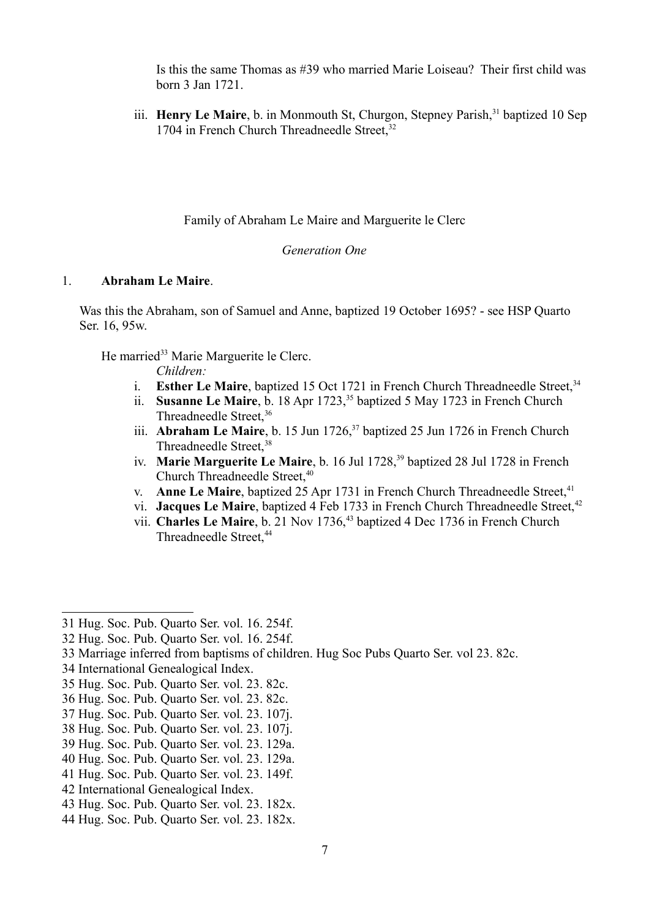Is this the same Thomas as #39 who married Marie Loiseau? Their first child was born 3 Jan 1721.

iii. **Henry Le Maire**, b. in Monmouth St, Churgon, Stepney Parish,[31] baptized 10 Sep 1704 in French Church Threadneedle Street,[32]

Family of Abraham Le Maire and Marguerite le Clerc

*Generation One*

1. **Abraham Le Maire**.

Was this the Abraham, son of Samuel and Anne, baptized 19 October 1695? - see HSP Quarto Ser. 16, 95w.

He married[33] Marie Marguerite le Clerc.

*Children:*

i. **Esther Le Maire**, baptized 15 Oct 1721 in French Church Threadneedle Street,[34]
ii. **Susanne Le Maire**, b. 18 Apr 1723,[35] baptized 5 May 1723 in French Church Threadneedle Street,[36]
iii. **Abraham Le Maire**, b. 15 Jun 1726,[37] baptized 25 Jun 1726 in French Church Threadneedle Street,[38]
iv. **Marie Marguerite Le Maire**, b. 16 Jul 1728,[39] baptized 28 Jul 1728 in French Church Threadneedle Street,[40]
v. **Anne Le Maire**, baptized 25 Apr 1731 in French Church Threadneedle Street,[41]
vi. **Jacques Le Maire**, baptized 4 Feb 1733 in French Church Threadneedle Street,[42]
vii. **Charles Le Maire**, b. 21 Nov 1736,[43] baptized 4 Dec 1736 in French Church Threadneedle Street,[44]

---

31 Hug. Soc. Pub. Quarto Ser. vol. 16. 254f.
32 Hug. Soc. Pub. Quarto Ser. vol. 16. 254f.
33 Marriage inferred from baptisms of children. Hug Soc Pubs Quarto Ser. vol 23. 82c.
34 International Genealogical Index.
35 Hug. Soc. Pub. Quarto Ser. vol. 23. 82c.
36 Hug. Soc. Pub. Quarto Ser. vol. 23. 82c.
37 Hug. Soc. Pub. Quarto Ser. vol. 23. 107j.
38 Hug. Soc. Pub. Quarto Ser. vol. 23. 107j.
39 Hug. Soc. Pub. Quarto Ser. vol. 23. 129a.
40 Hug. Soc. Pub. Quarto Ser. vol. 23. 129a.
41 Hug. Soc. Pub. Quarto Ser. vol. 23. 149f.
42 International Genealogical Index.
43 Hug. Soc. Pub. Quarto Ser. vol. 23. 182x.
44 Hug. Soc. Pub. Quarto Ser. vol. 23. 182x.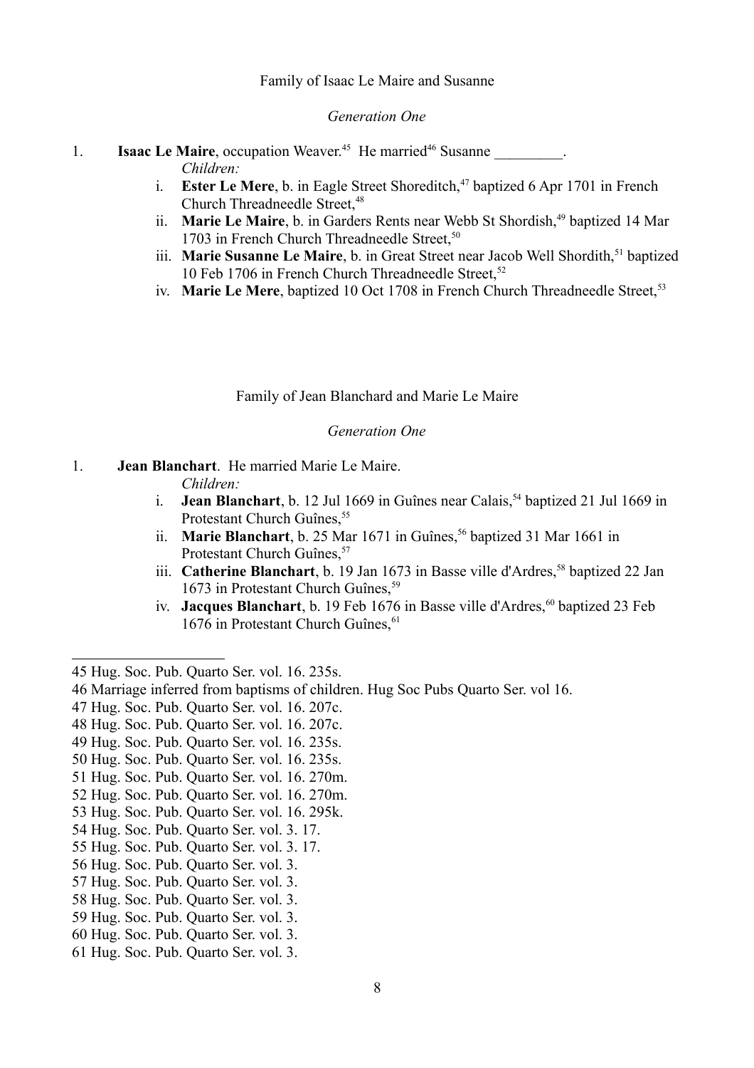Family of Isaac Le Maire and Susanne

*Generation One*

1. **Isaac Le Maire**, occupation Weaver.[45] He married[46] Susanne _________.

   *Children:*

   i. **Ester Le Mere**, b. in Eagle Street Shoreditch,[47] baptized 6 Apr 1701 in French Church Threadneedle Street,[48]

   ii. **Marie Le Maire**, b. in Garders Rents near Webb St Shordish,[49] baptized 14 Mar 1703 in French Church Threadneedle Street,[50]

   iii. **Marie Susanne Le Maire**, b. in Great Street near Jacob Well Shordith,[51] baptized 10 Feb 1706 in French Church Threadneedle Street,[52]

   iv. **Marie Le Mere**, baptized 10 Oct 1708 in French Church Threadneedle Street,[53]

Family of Jean Blanchard and Marie Le Maire

*Generation One*

1. **Jean Blanchart**. He married Marie Le Maire.

   *Children:*

   i. **Jean Blanchart**, b. 12 Jul 1669 in Guînes near Calais,[54] baptized 21 Jul 1669 in Protestant Church Guînes,[55]

   ii. **Marie Blanchart**, b. 25 Mar 1671 in Guînes,[56] baptized 31 Mar 1661 in Protestant Church Guînes,[57]

   iii. **Catherine Blanchart**, b. 19 Jan 1673 in Basse ville d'Ardres,[58] baptized 22 Jan 1673 in Protestant Church Guînes,[59]

   iv. **Jacques Blanchart**, b. 19 Feb 1676 in Basse ville d'Ardres,[60] baptized 23 Feb 1676 in Protestant Church Guînes,[61]

---

45 Hug. Soc. Pub. Quarto Ser. vol. 16. 235s.

46 Marriage inferred from baptisms of children. Hug Soc Pubs Quarto Ser. vol 16.

47 Hug. Soc. Pub. Quarto Ser. vol. 16. 207c.

48 Hug. Soc. Pub. Quarto Ser. vol. 16. 207c.

49 Hug. Soc. Pub. Quarto Ser. vol. 16. 235s.

50 Hug. Soc. Pub. Quarto Ser. vol. 16. 235s.

51 Hug. Soc. Pub. Quarto Ser. vol. 16. 270m.

52 Hug. Soc. Pub. Quarto Ser. vol. 16. 270m.

53 Hug. Soc. Pub. Quarto Ser. vol. 16. 295k.

54 Hug. Soc. Pub. Quarto Ser. vol. 3. 17.

55 Hug. Soc. Pub. Quarto Ser. vol. 3. 17.

56 Hug. Soc. Pub. Quarto Ser. vol. 3.

57 Hug. Soc. Pub. Quarto Ser. vol. 3.

58 Hug. Soc. Pub. Quarto Ser. vol. 3.

59 Hug. Soc. Pub. Quarto Ser. vol. 3.

60 Hug. Soc. Pub. Quarto Ser. vol. 3.

61 Hug. Soc. Pub. Quarto Ser. vol. 3.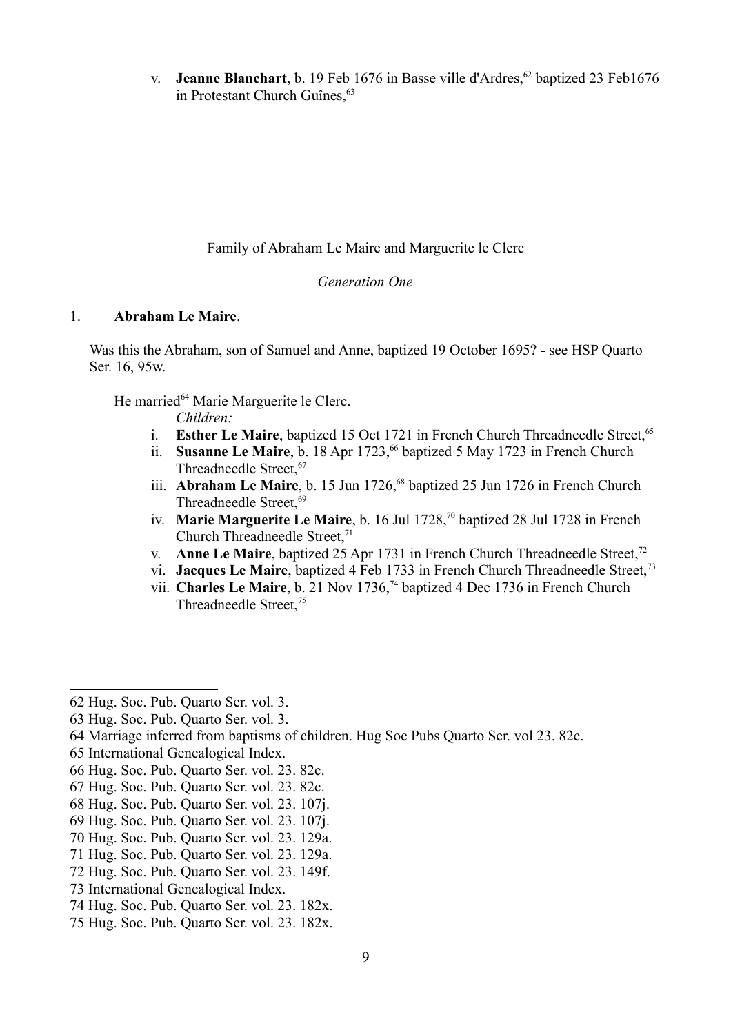v. **Jeanne Blanchart**, b. 19 Feb 1676 in Basse ville d'Ardres,[62] baptized 23 Feb1676 in Protestant Church Guînes,[63]

Family of Abraham Le Maire and Marguerite le Clerc

*Generation One*

1. **Abraham Le Maire**.

Was this the Abraham, son of Samuel and Anne, baptized 19 October 1695? - see HSP Quarto Ser. 16, 95w.

He married[64] Marie Marguerite le Clerc.

*Children:*

i. **Esther Le Maire**, baptized 15 Oct 1721 in French Church Threadneedle Street,[65]
ii. **Susanne Le Maire**, b. 18 Apr 1723,[66] baptized 5 May 1723 in French Church Threadneedle Street,[67]
iii. **Abraham Le Maire**, b. 15 Jun 1726,[68] baptized 25 Jun 1726 in French Church Threadneedle Street,[69]
iv. **Marie Marguerite Le Maire**, b. 16 Jul 1728,[70] baptized 28 Jul 1728 in French Church Threadneedle Street,[71]
v. **Anne Le Maire**, baptized 25 Apr 1731 in French Church Threadneedle Street,[72]
vi. **Jacques Le Maire**, baptized 4 Feb 1733 in French Church Threadneedle Street,[73]
vii. **Charles Le Maire**, b. 21 Nov 1736,[74] baptized 4 Dec 1736 in French Church Threadneedle Street,[75]

---

62 Hug. Soc. Pub. Quarto Ser. vol. 3.
63 Hug. Soc. Pub. Quarto Ser. vol. 3.
64 Marriage inferred from baptisms of children. Hug Soc Pubs Quarto Ser. vol 23. 82c.
65 International Genealogical Index.
66 Hug. Soc. Pub. Quarto Ser. vol. 23. 82c.
67 Hug. Soc. Pub. Quarto Ser. vol. 23. 82c.
68 Hug. Soc. Pub. Quarto Ser. vol. 23. 107j.
69 Hug. Soc. Pub. Quarto Ser. vol. 23. 107j.
70 Hug. Soc. Pub. Quarto Ser. vol. 23. 129a.
71 Hug. Soc. Pub. Quarto Ser. vol. 23. 129a.
72 Hug. Soc. Pub. Quarto Ser. vol. 23. 149f.
73 International Genealogical Index.
74 Hug. Soc. Pub. Quarto Ser. vol. 23. 182x.
75 Hug. Soc. Pub. Quarto Ser. vol. 23. 182x.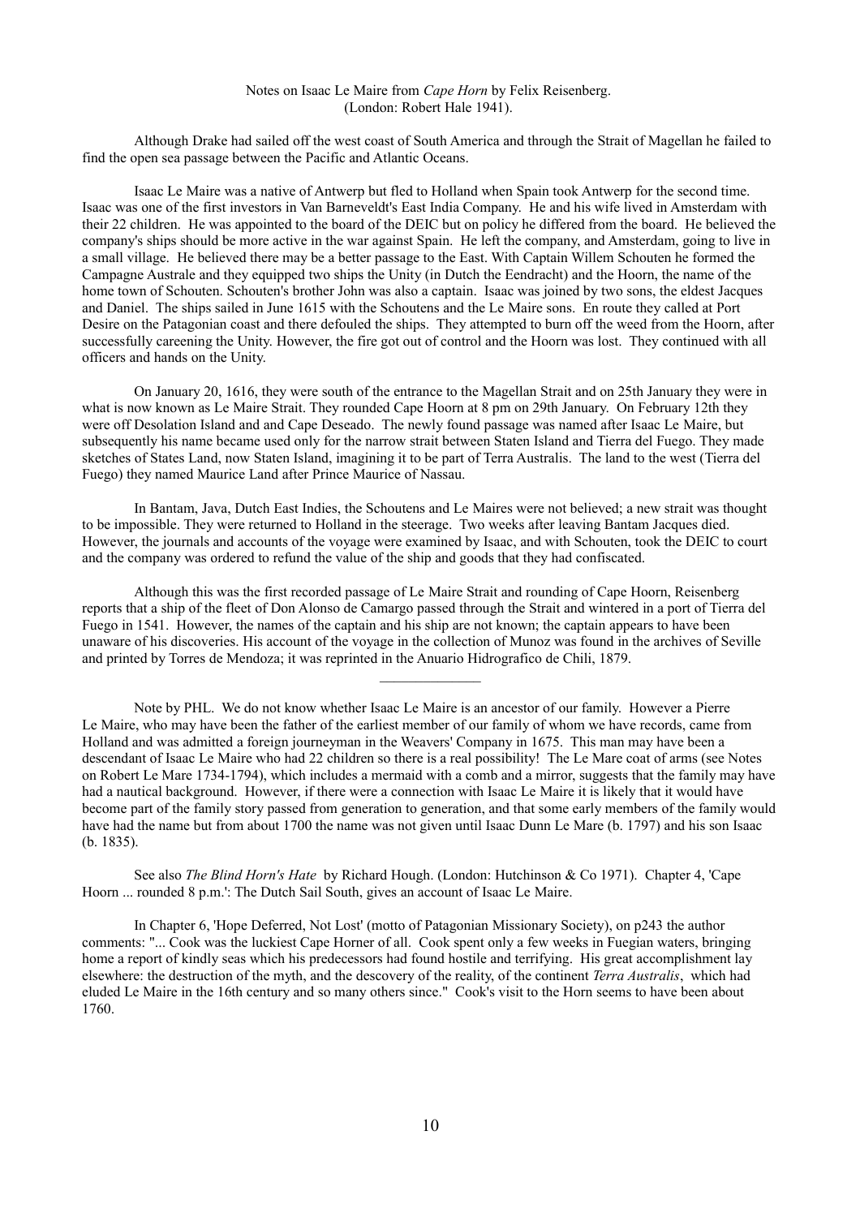Notes on Isaac Le Maire from *Cape Horn* by Felix Reisenberg.
(London: Robert Hale 1941).

Although Drake had sailed off the west coast of South America and through the Strait of Magellan he failed to find the open sea passage between the Pacific and Atlantic Oceans.

Isaac Le Maire was a native of Antwerp but fled to Holland when Spain took Antwerp for the second time. Isaac was one of the first investors in Van Barneveldt's East India Company. He and his wife lived in Amsterdam with their 22 children. He was appointed to the board of the DEIC but on policy he differed from the board. He believed the company's ships should be more active in the war against Spain. He left the company, and Amsterdam, going to live in a small village. He believed there may be a better passage to the East. With Captain Willem Schouten he formed the Campagne Australe and they equipped two ships the Unity (in Dutch the Eendracht) and the Hoorn, the name of the home town of Schouten. Schouten's brother John was also a captain. Isaac was joined by two sons, the eldest Jacques and Daniel. The ships sailed in June 1615 with the Schoutens and the Le Maire sons. En route they called at Port Desire on the Patagonian coast and there defouled the ships. They attempted to burn off the weed from the Hoorn, after successfully careening the Unity. However, the fire got out of control and the Hoorn was lost. They continued with all officers and hands on the Unity.

On January 20, 1616, they were south of the entrance to the Magellan Strait and on 25th January they were in what is now known as Le Maire Strait. They rounded Cape Hoorn at 8 pm on 29th January. On February 12th they were off Desolation Island and and Cape Deseado. The newly found passage was named after Isaac Le Maire, but subsequently his name became used only for the narrow strait between Staten Island and Tierra del Fuego. They made sketches of States Land, now Staten Island, imagining it to be part of Terra Australis. The land to the west (Tierra del Fuego) they named Maurice Land after Prince Maurice of Nassau.

In Bantam, Java, Dutch East Indies, the Schoutens and Le Maires were not believed; a new strait was thought to be impossible. They were returned to Holland in the steerage. Two weeks after leaving Bantam Jacques died. However, the journals and accounts of the voyage were examined by Isaac, and with Schouten, took the DEIC to court and the company was ordered to refund the value of the ship and goods that they had confiscated.

Although this was the first recorded passage of Le Maire Strait and rounding of Cape Hoorn, Reisenberg reports that a ship of the fleet of Don Alonso de Camargo passed through the Strait and wintered in a port of Tierra del Fuego in 1541. However, the names of the captain and his ship are not known; the captain appears to have been unaware of his discoveries. His account of the voyage in the collection of Munoz was found in the archives of Seville and printed by Torres de Mendoza; it was reprinted in the Anuario Hidrografico de Chili, 1879.

---

Note by PHL. We do not know whether Isaac Le Maire is an ancestor of our family. However a Pierre Le Maire, who may have been the father of the earliest member of our family of whom we have records, came from Holland and was admitted a foreign journeyman in the Weavers' Company in 1675. This man may have been a descendant of Isaac Le Maire who had 22 children so there is a real possibility! The Le Mare coat of arms (see Notes on Robert Le Mare 1734-1794), which includes a mermaid with a comb and a mirror, suggests that the family may have had a nautical background. However, if there were a connection with Isaac Le Maire it is likely that it would have become part of the family story passed from generation to generation, and that some early members of the family would have had the name but from about 1700 the name was not given until Isaac Dunn Le Mare (b. 1797) and his son Isaac (b. 1835).

See also *The Blind Horn's Hate* by Richard Hough. (London: Hutchinson & Co 1971). Chapter 4, 'Cape Hoorn ... rounded 8 p.m.': The Dutch Sail South, gives an account of Isaac Le Maire.

In Chapter 6, 'Hope Deferred, Not Lost' (motto of Patagonian Missionary Society), on p243 the author comments: "... Cook was the luckiest Cape Horner of all. Cook spent only a few weeks in Fuegian waters, bringing home a report of kindly seas which his predecessors had found hostile and terrifying. His great accomplishment lay elsewhere: the destruction of the myth, and the descovery of the reality, of the continent *Terra Australis*, which had eluded Le Maire in the 16th century and so many others since." Cook's visit to the Horn seems to have been about 1760.